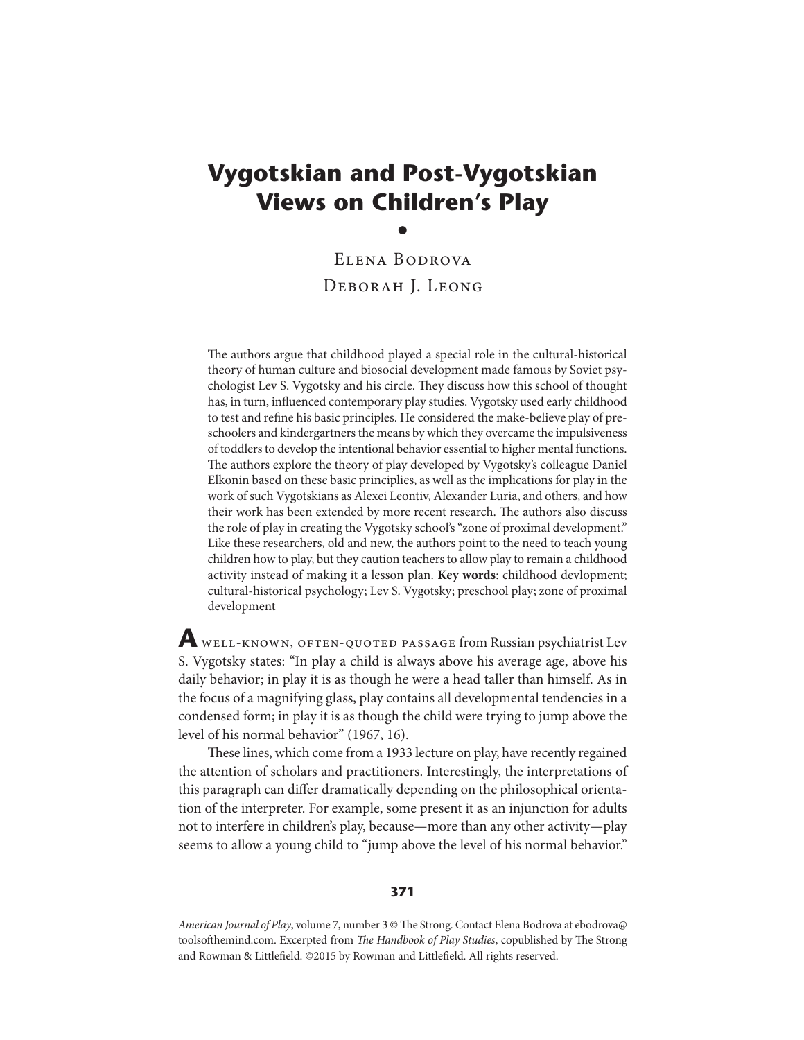# Vygotskian and Post-Vygotskian Views on Children's Play

•

Elena Bodrova
Deborah J. Leong

The authors argue that childhood played a special role in the cultural-historical theory of human culture and biosocial development made famous by Soviet psychologist Lev S. Vygotsky and his circle. They discuss how this school of thought has, in turn, influenced contemporary play studies. Vygotsky used early childhood to test and refine his basic principles. He considered the make-believe play of preschoolers and kindergartners the means by which they overcame the impulsiveness of toddlers to develop the intentional behavior essential to higher mental functions. The authors explore the theory of play developed by Vygotsky's colleague Daniel Elkonin based on these basic principles, as well as the implications for play in the work of such Vygotskians as Alexei Leontiv, Alexander Luria, and others, and how their work has been extended by more recent research. The authors also discuss the role of play in creating the Vygotsky school's "zone of proximal development." Like these researchers, old and new, the authors point to the need to teach young children how to play, but they caution teachers to allow play to remain a childhood activity instead of making it a lesson plan. **Key words**: childhood devlopment; cultural-historical psychology; Lev S. Vygotsky; preschool play; zone of proximal development

**A** WELL-KNOWN, OFTEN-QUOTED PASSAGE from Russian psychiatrist Lev S. Vygotsky states: "In play a child is always above his average age, above his daily behavior; in play it is as though he were a head taller than himself. As in the focus of a magnifying glass, play contains all developmental tendencies in a condensed form; in play it is as though the child were trying to jump above the level of his normal behavior" (1967, 16).

These lines, which come from a 1933 lecture on play, have recently regained the attention of scholars and practitioners. Interestingly, the interpretations of this paragraph can differ dramatically depending on the philosophical orientation of the interpreter. For example, some present it as an injunction for adults not to interfere in children's play, because—more than any other activity—play seems to allow a young child to "jump above the level of his normal behavior."

*American Journal of Play*, volume 7, number 3 © The Strong. Contact Elena Bodrova at ebodrova@toolsofthemind.com. Excerpted from *The Handbook of Play Studies*, copublished by The Strong and Rowman & Littlefield. ©2015 by Rowman and Littlefield. All rights reserved.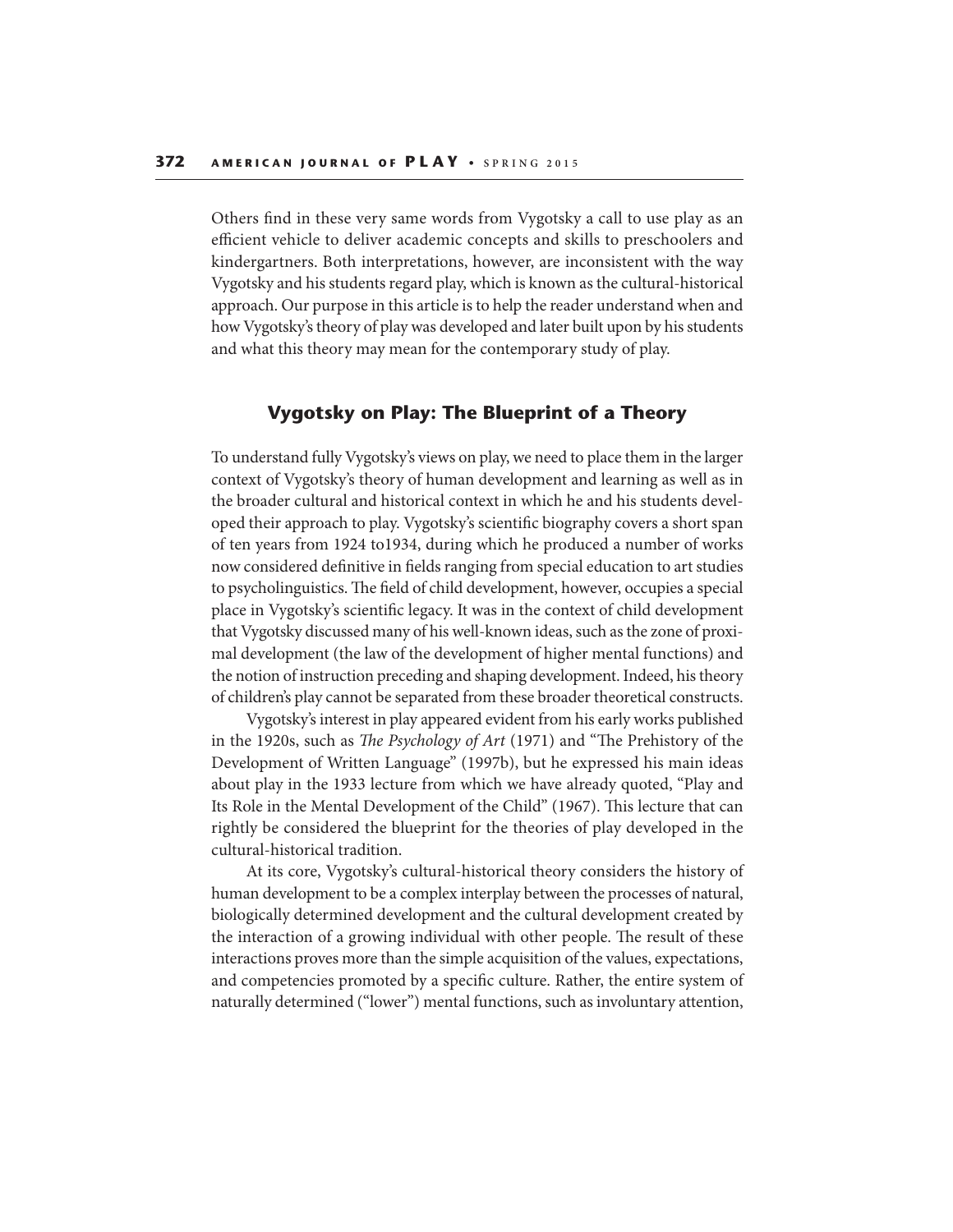Others find in these very same words from Vygotsky a call to use play as an efficient vehicle to deliver academic concepts and skills to preschoolers and kindergartners. Both interpretations, however, are inconsistent with the way Vygotsky and his students regard play, which is known as the cultural-historical approach. Our purpose in this article is to help the reader understand when and how Vygotsky's theory of play was developed and later built upon by his students and what this theory may mean for the contemporary study of play.

## Vygotsky on Play: The Blueprint of a Theory

To understand fully Vygotsky's views on play, we need to place them in the larger context of Vygotsky's theory of human development and learning as well as in the broader cultural and historical context in which he and his students developed their approach to play. Vygotsky's scientific biography covers a short span of ten years from 1924 to1934, during which he produced a number of works now considered definitive in fields ranging from special education to art studies to psycholinguistics. The field of child development, however, occupies a special place in Vygotsky's scientific legacy. It was in the context of child development that Vygotsky discussed many of his well-known ideas, such as the zone of proximal development (the law of the development of higher mental functions) and the notion of instruction preceding and shaping development. Indeed, his theory of children's play cannot be separated from these broader theoretical constructs.

Vygotsky's interest in play appeared evident from his early works published in the 1920s, such as *The Psychology of Art* (1971) and "The Prehistory of the Development of Written Language" (1997b), but he expressed his main ideas about play in the 1933 lecture from which we have already quoted, "Play and Its Role in the Mental Development of the Child" (1967). This lecture that can rightly be considered the blueprint for the theories of play developed in the cultural-historical tradition.

At its core, Vygotsky's cultural-historical theory considers the history of human development to be a complex interplay between the processes of natural, biologically determined development and the cultural development created by the interaction of a growing individual with other people. The result of these interactions proves more than the simple acquisition of the values, expectations, and competencies promoted by a specific culture. Rather, the entire system of naturally determined ("lower") mental functions, such as involuntary attention,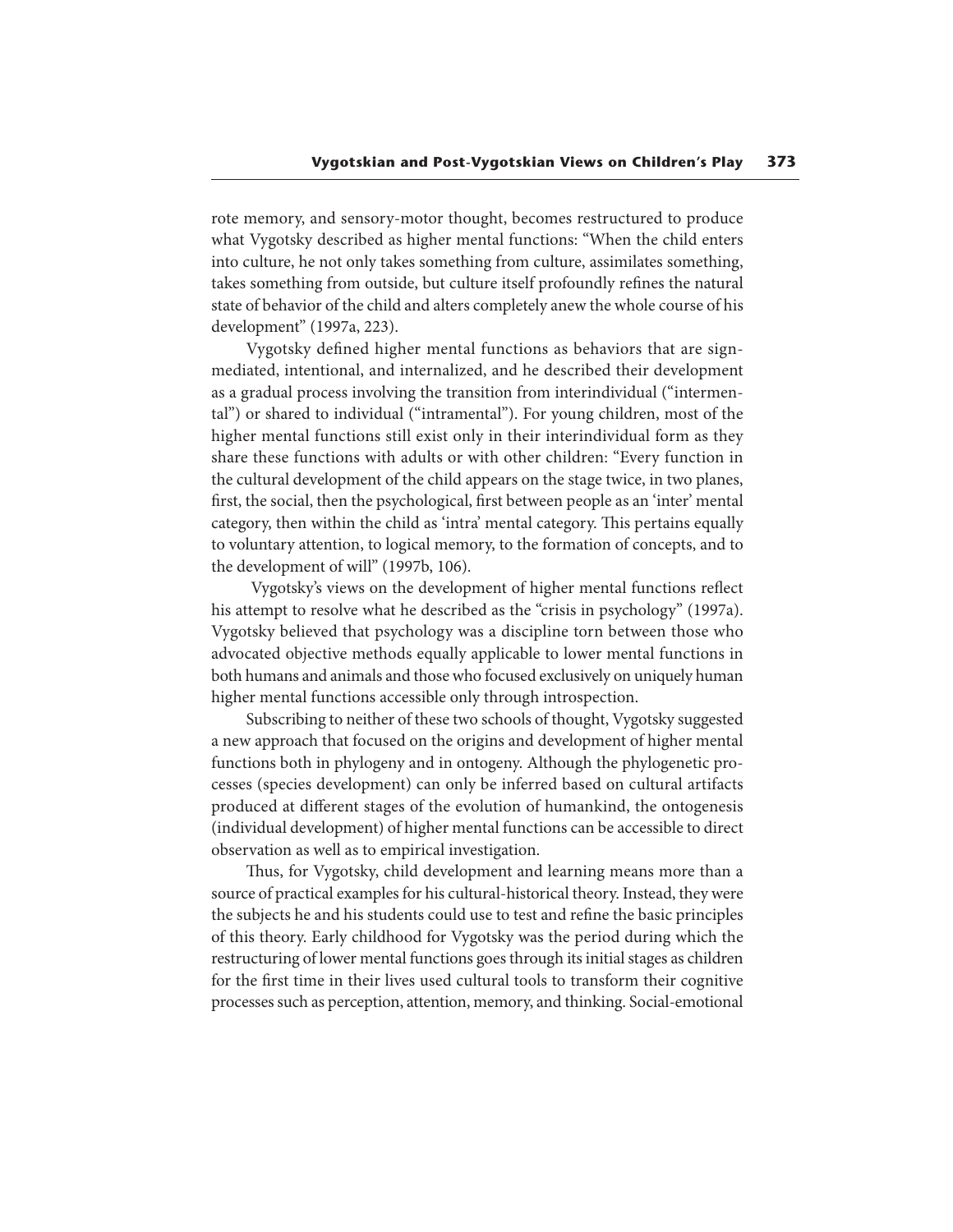rote memory, and sensory-motor thought, becomes restructured to produce what Vygotsky described as higher mental functions: "When the child enters into culture, he not only takes something from culture, assimilates something, takes something from outside, but culture itself profoundly refines the natural state of behavior of the child and alters completely anew the whole course of his development" (1997a, 223).

Vygotsky defined higher mental functions as behaviors that are sign-mediated, intentional, and internalized, and he described their development as a gradual process involving the transition from interindividual ("intermental") or shared to individual ("intramental"). For young children, most of the higher mental functions still exist only in their interindividual form as they share these functions with adults or with other children: "Every function in the cultural development of the child appears on the stage twice, in two planes, first, the social, then the psychological, first between people as an 'inter' mental category, then within the child as 'intra' mental category. This pertains equally to voluntary attention, to logical memory, to the formation of concepts, and to the development of will" (1997b, 106).

Vygotsky's views on the development of higher mental functions reflect his attempt to resolve what he described as the "crisis in psychology" (1997a). Vygotsky believed that psychology was a discipline torn between those who advocated objective methods equally applicable to lower mental functions in both humans and animals and those who focused exclusively on uniquely human higher mental functions accessible only through introspection.

Subscribing to neither of these two schools of thought, Vygotsky suggested a new approach that focused on the origins and development of higher mental functions both in phylogeny and in ontogeny. Although the phylogenetic processes (species development) can only be inferred based on cultural artifacts produced at different stages of the evolution of humankind, the ontogenesis (individual development) of higher mental functions can be accessible to direct observation as well as to empirical investigation.

Thus, for Vygotsky, child development and learning means more than a source of practical examples for his cultural-historical theory. Instead, they were the subjects he and his students could use to test and refine the basic principles of this theory. Early childhood for Vygotsky was the period during which the restructuring of lower mental functions goes through its initial stages as children for the first time in their lives used cultural tools to transform their cognitive processes such as perception, attention, memory, and thinking. Social-emotional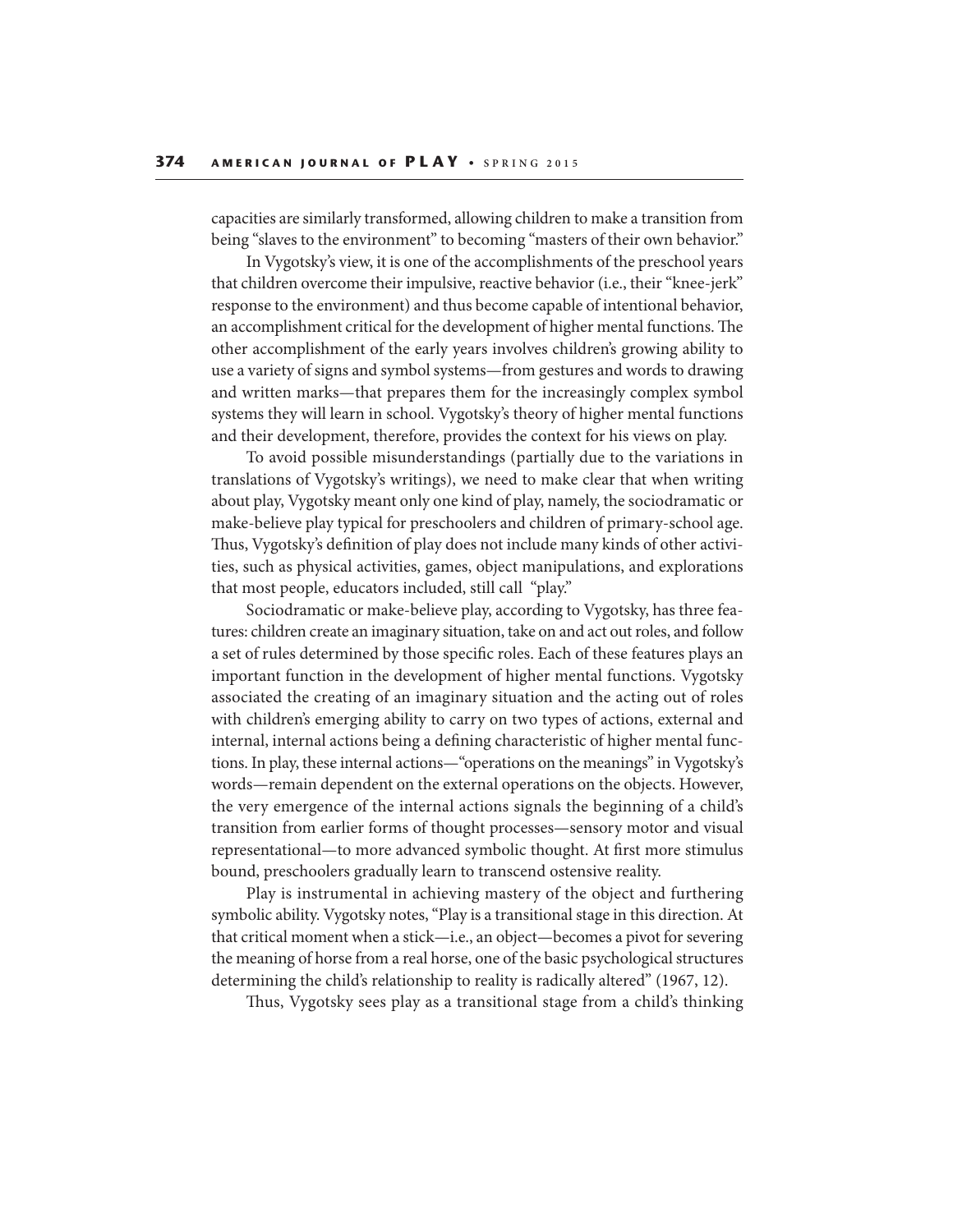capacities are similarly transformed, allowing children to make a transition from being "slaves to the environment" to becoming "masters of their own behavior."

In Vygotsky's view, it is one of the accomplishments of the preschool years that children overcome their impulsive, reactive behavior (i.e., their "knee-jerk" response to the environment) and thus become capable of intentional behavior, an accomplishment critical for the development of higher mental functions. The other accomplishment of the early years involves children's growing ability to use a variety of signs and symbol systems—from gestures and words to drawing and written marks—that prepares them for the increasingly complex symbol systems they will learn in school. Vygotsky's theory of higher mental functions and their development, therefore, provides the context for his views on play.

To avoid possible misunderstandings (partially due to the variations in translations of Vygotsky's writings), we need to make clear that when writing about play, Vygotsky meant only one kind of play, namely, the sociodramatic or make-believe play typical for preschoolers and children of primary-school age. Thus, Vygotsky's definition of play does not include many kinds of other activities, such as physical activities, games, object manipulations, and explorations that most people, educators included, still call "play."

Sociodramatic or make-believe play, according to Vygotsky, has three features: children create an imaginary situation, take on and act out roles, and follow a set of rules determined by those specific roles. Each of these features plays an important function in the development of higher mental functions. Vygotsky associated the creating of an imaginary situation and the acting out of roles with children's emerging ability to carry on two types of actions, external and internal, internal actions being a defining characteristic of higher mental functions. In play, these internal actions—"operations on the meanings" in Vygotsky's words—remain dependent on the external operations on the objects. However, the very emergence of the internal actions signals the beginning of a child's transition from earlier forms of thought processes—sensory motor and visual representational—to more advanced symbolic thought. At first more stimulus bound, preschoolers gradually learn to transcend ostensive reality.

Play is instrumental in achieving mastery of the object and furthering symbolic ability. Vygotsky notes, "Play is a transitional stage in this direction. At that critical moment when a stick—i.e., an object—becomes a pivot for severing the meaning of horse from a real horse, one of the basic psychological structures determining the child's relationship to reality is radically altered" (1967, 12).

Thus, Vygotsky sees play as a transitional stage from a child's thinking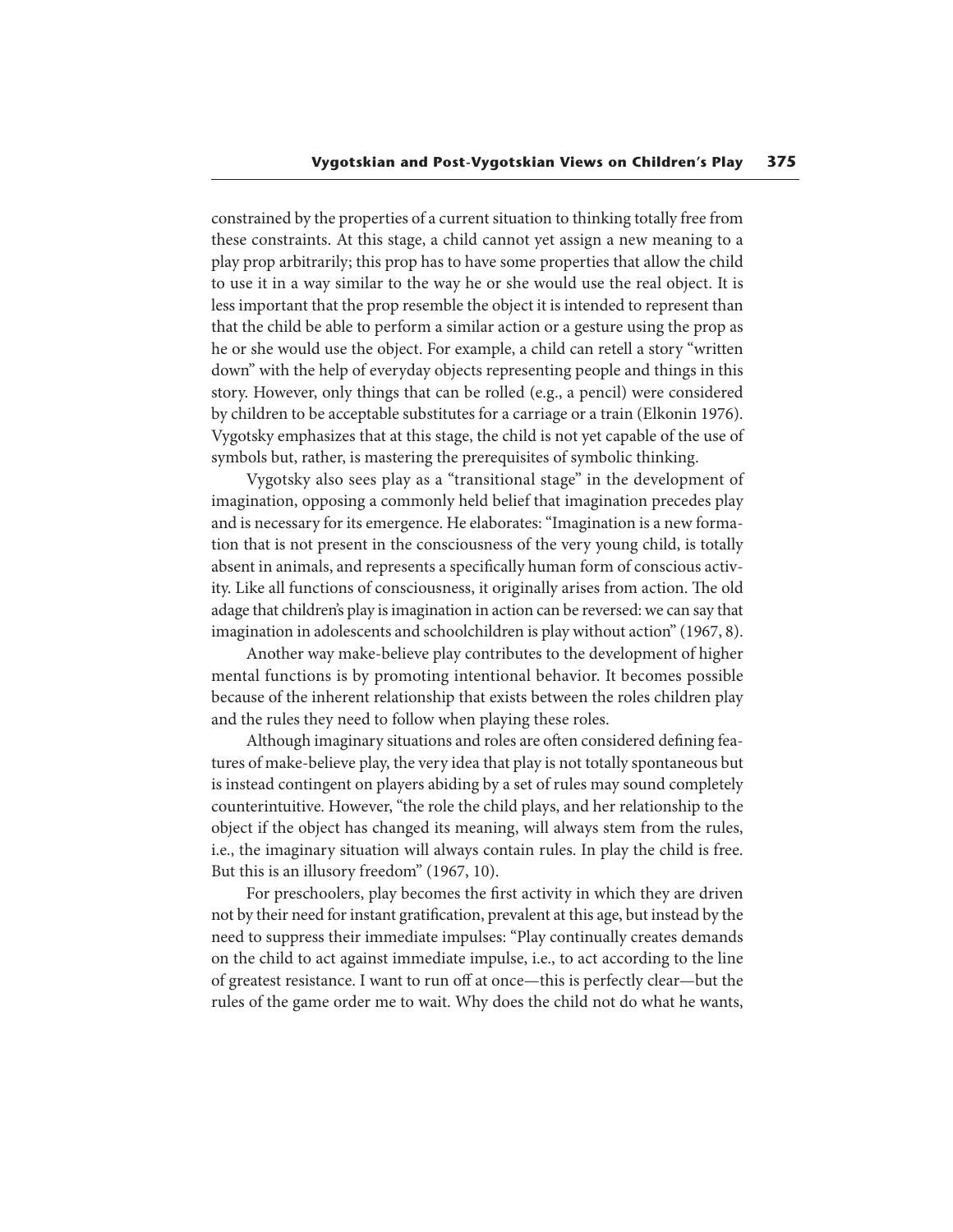constrained by the properties of a current situation to thinking totally free from these constraints. At this stage, a child cannot yet assign a new meaning to a play prop arbitrarily; this prop has to have some properties that allow the child to use it in a way similar to the way he or she would use the real object. It is less important that the prop resemble the object it is intended to represent than that the child be able to perform a similar action or a gesture using the prop as he or she would use the object. For example, a child can retell a story "written down" with the help of everyday objects representing people and things in this story. However, only things that can be rolled (e.g., a pencil) were considered by children to be acceptable substitutes for a carriage or a train (Elkonin 1976). Vygotsky emphasizes that at this stage, the child is not yet capable of the use of symbols but, rather, is mastering the prerequisites of symbolic thinking.

Vygotsky also sees play as a "transitional stage" in the development of imagination, opposing a commonly held belief that imagination precedes play and is necessary for its emergence. He elaborates: "Imagination is a new formation that is not present in the consciousness of the very young child, is totally absent in animals, and represents a specifically human form of conscious activity. Like all functions of consciousness, it originally arises from action. The old adage that children's play is imagination in action can be reversed: we can say that imagination in adolescents and schoolchildren is play without action" (1967, 8).

Another way make-believe play contributes to the development of higher mental functions is by promoting intentional behavior. It becomes possible because of the inherent relationship that exists between the roles children play and the rules they need to follow when playing these roles.

Although imaginary situations and roles are often considered defining features of make-believe play, the very idea that play is not totally spontaneous but is instead contingent on players abiding by a set of rules may sound completely counterintuitive. However, "the role the child plays, and her relationship to the object if the object has changed its meaning, will always stem from the rules, i.e., the imaginary situation will always contain rules. In play the child is free. But this is an illusory freedom" (1967, 10).

For preschoolers, play becomes the first activity in which they are driven not by their need for instant gratification, prevalent at this age, but instead by the need to suppress their immediate impulses: "Play continually creates demands on the child to act against immediate impulse, i.e., to act according to the line of greatest resistance. I want to run off at once—this is perfectly clear—but the rules of the game order me to wait. Why does the child not do what he wants,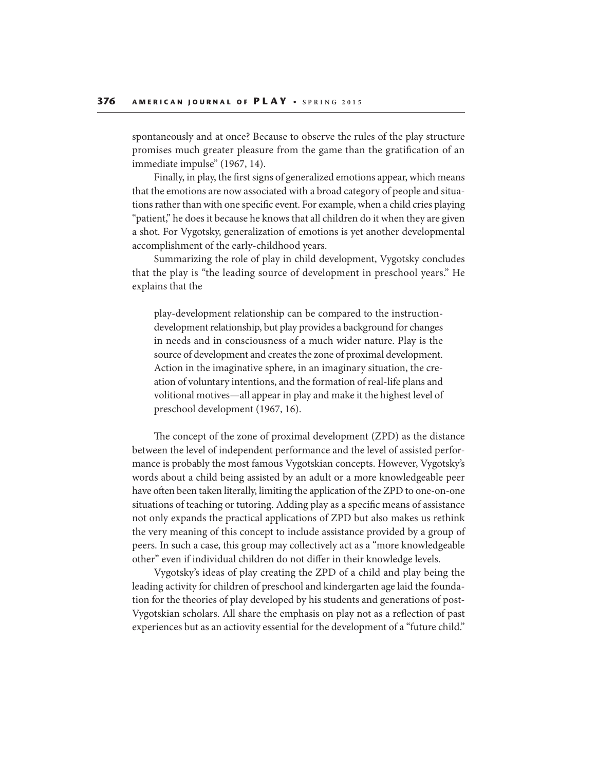spontaneously and at once? Because to observe the rules of the play structure promises much greater pleasure from the game than the gratification of an immediate impulse" (1967, 14).

Finally, in play, the first signs of generalized emotions appear, which means that the emotions are now associated with a broad category of people and situations rather than with one specific event. For example, when a child cries playing "patient," he does it because he knows that all children do it when they are given a shot. For Vygotsky, generalization of emotions is yet another developmental accomplishment of the early-childhood years.

Summarizing the role of play in child development, Vygotsky concludes that the play is "the leading source of development in preschool years." He explains that the

> play-development relationship can be compared to the instruction-development relationship, but play provides a background for changes in needs and in consciousness of a much wider nature. Play is the source of development and creates the zone of proximal development. Action in the imaginative sphere, in an imaginary situation, the creation of voluntary intentions, and the formation of real-life plans and volitional motives—all appear in play and make it the highest level of preschool development (1967, 16).

The concept of the zone of proximal development (ZPD) as the distance between the level of independent performance and the level of assisted performance is probably the most famous Vygotskian concepts. However, Vygotsky's words about a child being assisted by an adult or a more knowledgeable peer have often been taken literally, limiting the application of the ZPD to one-on-one situations of teaching or tutoring. Adding play as a specific means of assistance not only expands the practical applications of ZPD but also makes us rethink the very meaning of this concept to include assistance provided by a group of peers. In such a case, this group may collectively act as a "more knowledgeable other" even if individual children do not differ in their knowledge levels.

Vygotsky's ideas of play creating the ZPD of a child and play being the leading activity for children of preschool and kindergarten age laid the foundation for the theories of play developed by his students and generations of post-Vygotskian scholars. All share the emphasis on play not as a reflection of past experiences but as an actiovity essential for the development of a "future child."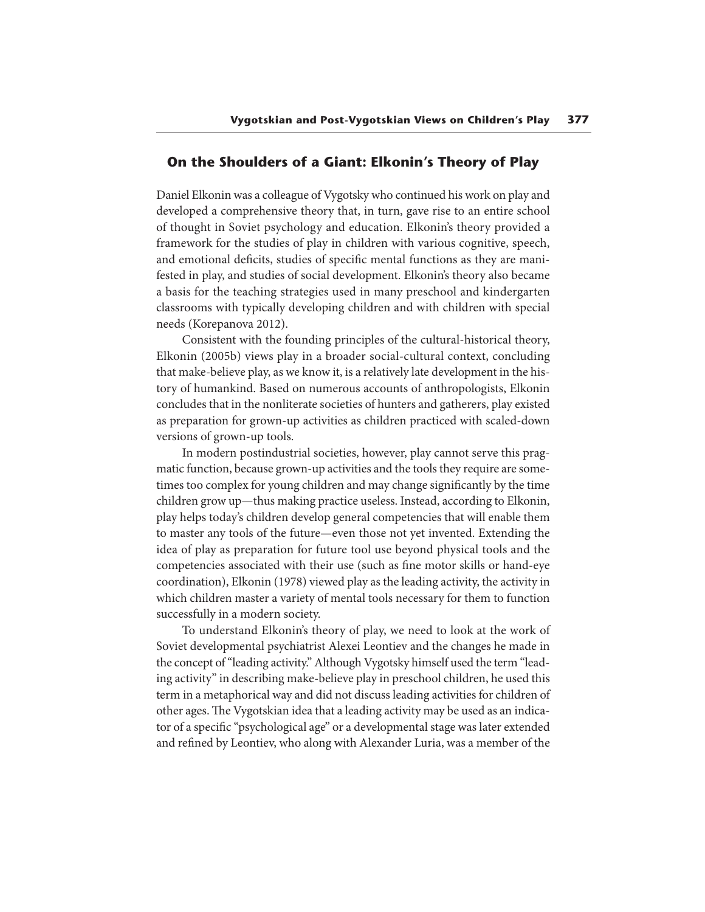## On the Shoulders of a Giant: Elkonin's Theory of Play

Daniel Elkonin was a colleague of Vygotsky who continued his work on play and developed a comprehensive theory that, in turn, gave rise to an entire school of thought in Soviet psychology and education. Elkonin's theory provided a framework for the studies of play in children with various cognitive, speech, and emotional deficits, studies of specific mental functions as they are manifested in play, and studies of social development. Elkonin's theory also became a basis for the teaching strategies used in many preschool and kindergarten classrooms with typically developing children and with children with special needs (Korepanova 2012).

Consistent with the founding principles of the cultural-historical theory, Elkonin (2005b) views play in a broader social-cultural context, concluding that make-believe play, as we know it, is a relatively late development in the history of humankind. Based on numerous accounts of anthropologists, Elkonin concludes that in the nonliterate societies of hunters and gatherers, play existed as preparation for grown-up activities as children practiced with scaled-down versions of grown-up tools.

In modern postindustrial societies, however, play cannot serve this pragmatic function, because grown-up activities and the tools they require are sometimes too complex for young children and may change significantly by the time children grow up—thus making practice useless. Instead, according to Elkonin, play helps today's children develop general competencies that will enable them to master any tools of the future—even those not yet invented. Extending the idea of play as preparation for future tool use beyond physical tools and the competencies associated with their use (such as fine motor skills or hand-eye coordination), Elkonin (1978) viewed play as the leading activity, the activity in which children master a variety of mental tools necessary for them to function successfully in a modern society.

To understand Elkonin's theory of play, we need to look at the work of Soviet developmental psychiatrist Alexei Leontiev and the changes he made in the concept of "leading activity." Although Vygotsky himself used the term "leading activity" in describing make-believe play in preschool children, he used this term in a metaphorical way and did not discuss leading activities for children of other ages. The Vygotskian idea that a leading activity may be used as an indicator of a specific "psychological age" or a developmental stage was later extended and refined by Leontiev, who along with Alexander Luria, was a member of the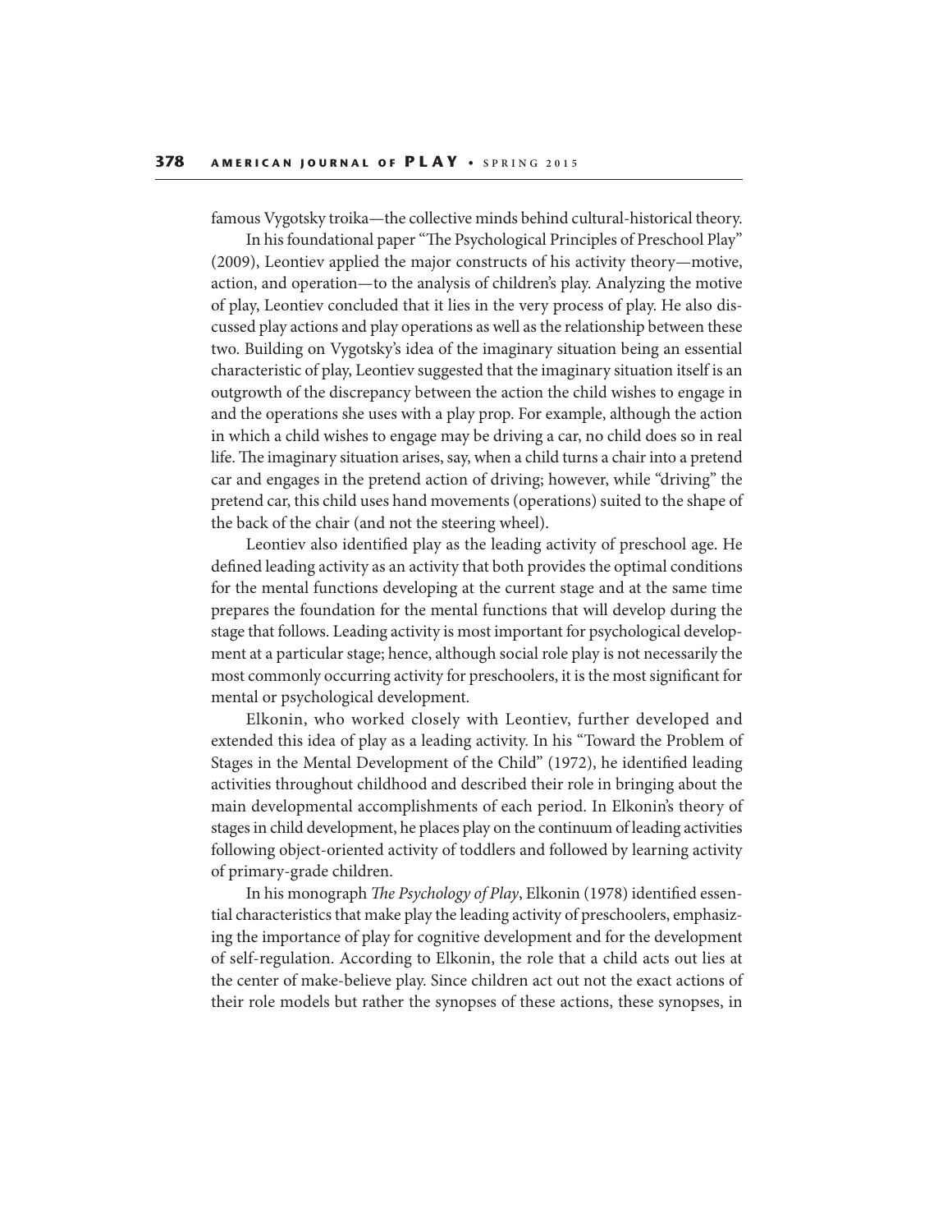famous Vygotsky troika—the collective minds behind cultural-historical theory.

In his foundational paper "The Psychological Principles of Preschool Play" (2009), Leontiev applied the major constructs of his activity theory—motive, action, and operation—to the analysis of children's play. Analyzing the motive of play, Leontiev concluded that it lies in the very process of play. He also discussed play actions and play operations as well as the relationship between these two. Building on Vygotsky's idea of the imaginary situation being an essential characteristic of play, Leontiev suggested that the imaginary situation itself is an outgrowth of the discrepancy between the action the child wishes to engage in and the operations she uses with a play prop. For example, although the action in which a child wishes to engage may be driving a car, no child does so in real life. The imaginary situation arises, say, when a child turns a chair into a pretend car and engages in the pretend action of driving; however, while "driving" the pretend car, this child uses hand movements (operations) suited to the shape of the back of the chair (and not the steering wheel).

Leontiev also identified play as the leading activity of preschool age. He defined leading activity as an activity that both provides the optimal conditions for the mental functions developing at the current stage and at the same time prepares the foundation for the mental functions that will develop during the stage that follows. Leading activity is most important for psychological development at a particular stage; hence, although social role play is not necessarily the most commonly occurring activity for preschoolers, it is the most significant for mental or psychological development.

Elkonin, who worked closely with Leontiev, further developed and extended this idea of play as a leading activity. In his "Toward the Problem of Stages in the Mental Development of the Child" (1972), he identified leading activities throughout childhood and described their role in bringing about the main developmental accomplishments of each period. In Elkonin's theory of stages in child development, he places play on the continuum of leading activities following object-oriented activity of toddlers and followed by learning activity of primary-grade children.

In his monograph *The Psychology of Play*, Elkonin (1978) identified essential characteristics that make play the leading activity of preschoolers, emphasizing the importance of play for cognitive development and for the development of self-regulation. According to Elkonin, the role that a child acts out lies at the center of make-believe play. Since children act out not the exact actions of their role models but rather the synopses of these actions, these synopses, in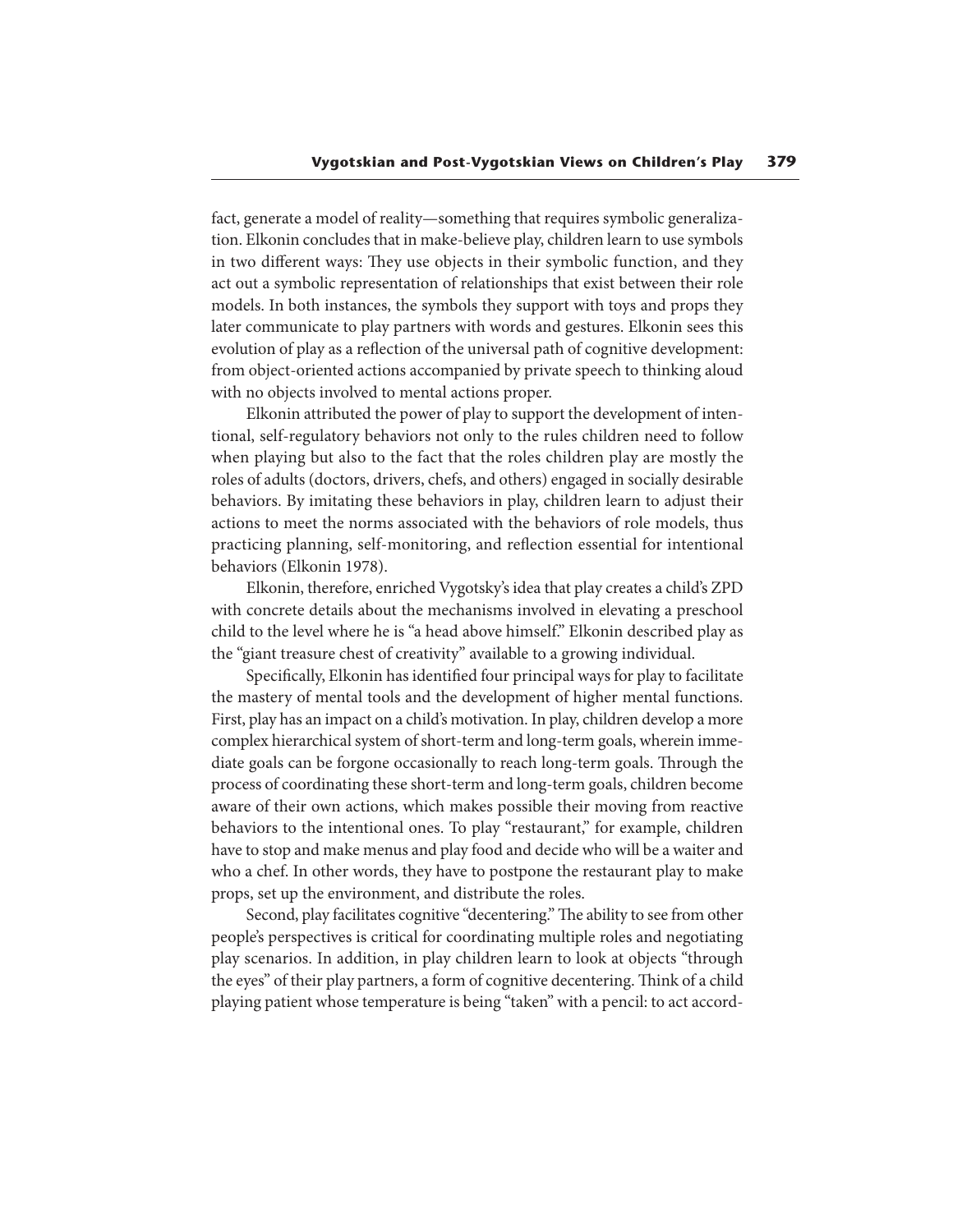fact, generate a model of reality—something that requires symbolic generalization. Elkonin concludes that in make-believe play, children learn to use symbols in two different ways: They use objects in their symbolic function, and they act out a symbolic representation of relationships that exist between their role models. In both instances, the symbols they support with toys and props they later communicate to play partners with words and gestures. Elkonin sees this evolution of play as a reflection of the universal path of cognitive development: from object-oriented actions accompanied by private speech to thinking aloud with no objects involved to mental actions proper.

Elkonin attributed the power of play to support the development of intentional, self-regulatory behaviors not only to the rules children need to follow when playing but also to the fact that the roles children play are mostly the roles of adults (doctors, drivers, chefs, and others) engaged in socially desirable behaviors. By imitating these behaviors in play, children learn to adjust their actions to meet the norms associated with the behaviors of role models, thus practicing planning, self-monitoring, and reflection essential for intentional behaviors (Elkonin 1978).

Elkonin, therefore, enriched Vygotsky's idea that play creates a child's ZPD with concrete details about the mechanisms involved in elevating a preschool child to the level where he is "a head above himself." Elkonin described play as the "giant treasure chest of creativity" available to a growing individual.

Specifically, Elkonin has identified four principal ways for play to facilitate the mastery of mental tools and the development of higher mental functions. First, play has an impact on a child's motivation. In play, children develop a more complex hierarchical system of short-term and long-term goals, wherein immediate goals can be forgone occasionally to reach long-term goals. Through the process of coordinating these short-term and long-term goals, children become aware of their own actions, which makes possible their moving from reactive behaviors to the intentional ones. To play "restaurant," for example, children have to stop and make menus and play food and decide who will be a waiter and who a chef. In other words, they have to postpone the restaurant play to make props, set up the environment, and distribute the roles.

Second, play facilitates cognitive "decentering." The ability to see from other people's perspectives is critical for coordinating multiple roles and negotiating play scenarios. In addition, in play children learn to look at objects "through the eyes" of their play partners, a form of cognitive decentering. Think of a child playing patient whose temperature is being "taken" with a pencil: to act accord-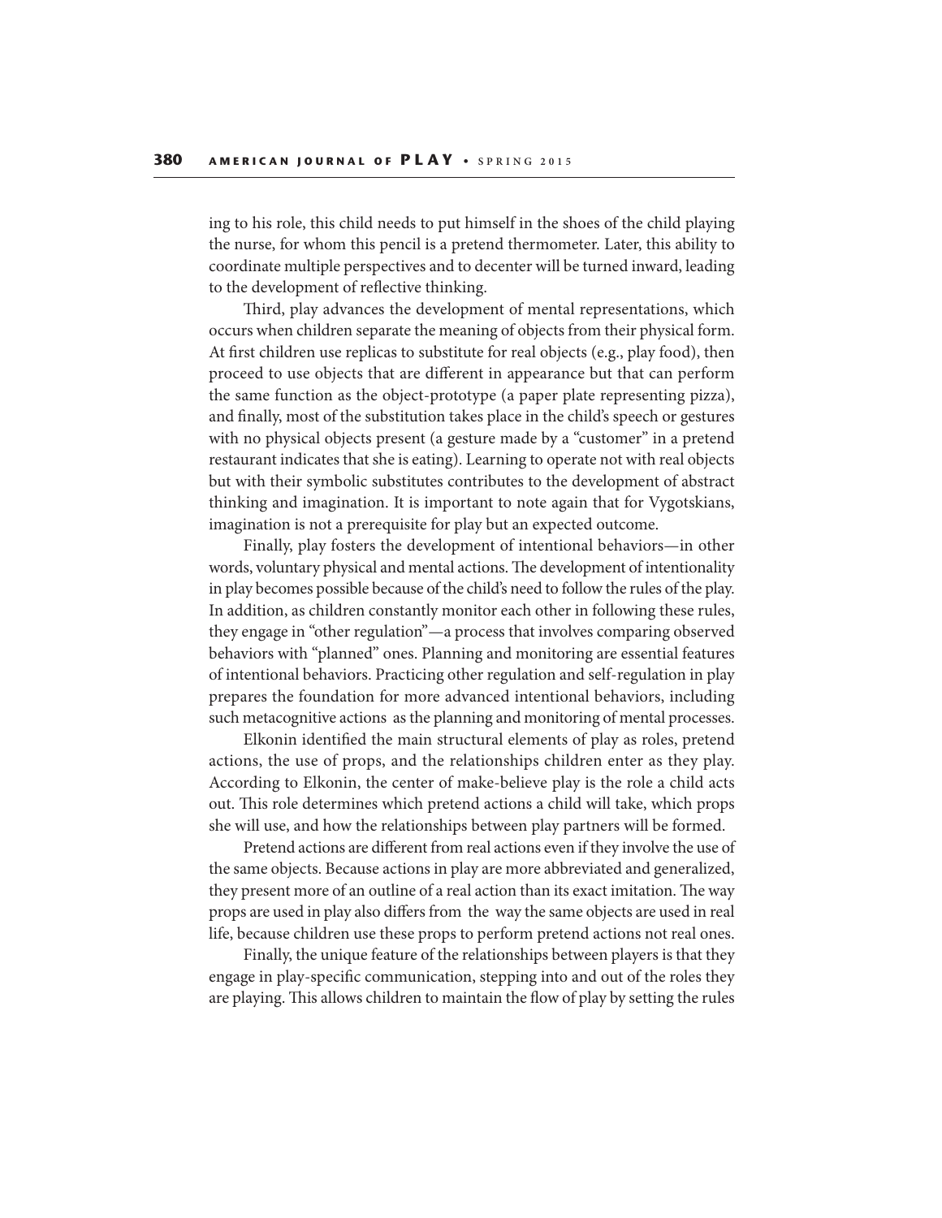ing to his role, this child needs to put himself in the shoes of the child playing the nurse, for whom this pencil is a pretend thermometer. Later, this ability to coordinate multiple perspectives and to decenter will be turned inward, leading to the development of reflective thinking.

Third, play advances the development of mental representations, which occurs when children separate the meaning of objects from their physical form. At first children use replicas to substitute for real objects (e.g., play food), then proceed to use objects that are different in appearance but that can perform the same function as the object-prototype (a paper plate representing pizza), and finally, most of the substitution takes place in the child's speech or gestures with no physical objects present (a gesture made by a "customer" in a pretend restaurant indicates that she is eating). Learning to operate not with real objects but with their symbolic substitutes contributes to the development of abstract thinking and imagination. It is important to note again that for Vygotskians, imagination is not a prerequisite for play but an expected outcome.

Finally, play fosters the development of intentional behaviors—in other words, voluntary physical and mental actions. The development of intentionality in play becomes possible because of the child's need to follow the rules of the play. In addition, as children constantly monitor each other in following these rules, they engage in "other regulation"—a process that involves comparing observed behaviors with "planned" ones. Planning and monitoring are essential features of intentional behaviors. Practicing other regulation and self-regulation in play prepares the foundation for more advanced intentional behaviors, including such metacognitive actions as the planning and monitoring of mental processes.

Elkonin identified the main structural elements of play as roles, pretend actions, the use of props, and the relationships children enter as they play. According to Elkonin, the center of make-believe play is the role a child acts out. This role determines which pretend actions a child will take, which props she will use, and how the relationships between play partners will be formed.

Pretend actions are different from real actions even if they involve the use of the same objects. Because actions in play are more abbreviated and generalized, they present more of an outline of a real action than its exact imitation. The way props are used in play also differs from the way the same objects are used in real life, because children use these props to perform pretend actions not real ones.

Finally, the unique feature of the relationships between players is that they engage in play-specific communication, stepping into and out of the roles they are playing. This allows children to maintain the flow of play by setting the rules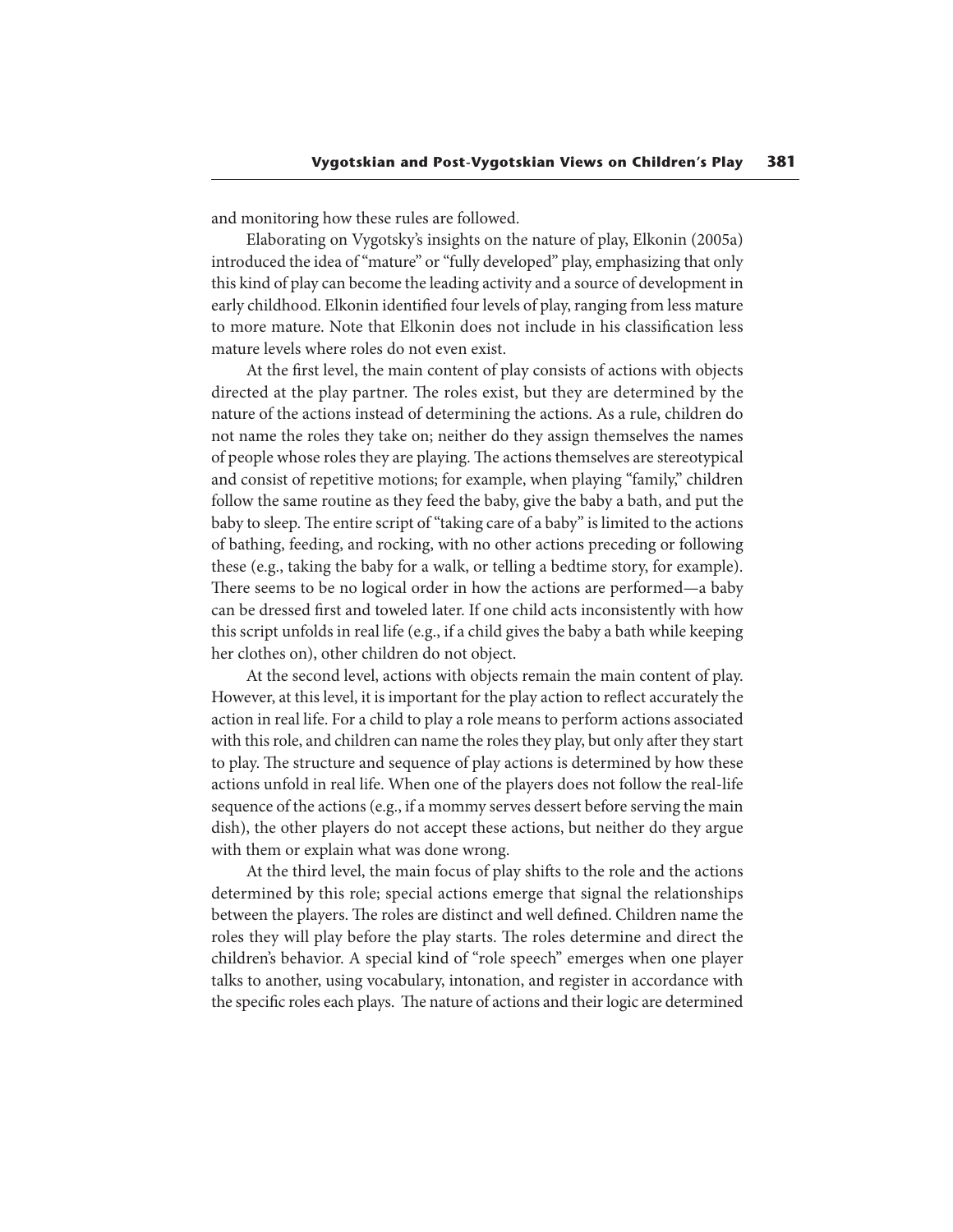and monitoring how these rules are followed.

Elaborating on Vygotsky's insights on the nature of play, Elkonin (2005a) introduced the idea of "mature" or "fully developed" play, emphasizing that only this kind of play can become the leading activity and a source of development in early childhood. Elkonin identified four levels of play, ranging from less mature to more mature. Note that Elkonin does not include in his classification less mature levels where roles do not even exist.

At the first level, the main content of play consists of actions with objects directed at the play partner. The roles exist, but they are determined by the nature of the actions instead of determining the actions. As a rule, children do not name the roles they take on; neither do they assign themselves the names of people whose roles they are playing. The actions themselves are stereotypical and consist of repetitive motions; for example, when playing "family," children follow the same routine as they feed the baby, give the baby a bath, and put the baby to sleep. The entire script of "taking care of a baby" is limited to the actions of bathing, feeding, and rocking, with no other actions preceding or following these (e.g., taking the baby for a walk, or telling a bedtime story, for example). There seems to be no logical order in how the actions are performed—a baby can be dressed first and toweled later. If one child acts inconsistently with how this script unfolds in real life (e.g., if a child gives the baby a bath while keeping her clothes on), other children do not object.

At the second level, actions with objects remain the main content of play. However, at this level, it is important for the play action to reflect accurately the action in real life. For a child to play a role means to perform actions associated with this role, and children can name the roles they play, but only after they start to play. The structure and sequence of play actions is determined by how these actions unfold in real life. When one of the players does not follow the real-life sequence of the actions (e.g., if a mommy serves dessert before serving the main dish), the other players do not accept these actions, but neither do they argue with them or explain what was done wrong.

At the third level, the main focus of play shifts to the role and the actions determined by this role; special actions emerge that signal the relationships between the players. The roles are distinct and well defined. Children name the roles they will play before the play starts. The roles determine and direct the children's behavior. A special kind of "role speech" emerges when one player talks to another, using vocabulary, intonation, and register in accordance with the specific roles each plays. The nature of actions and their logic are determined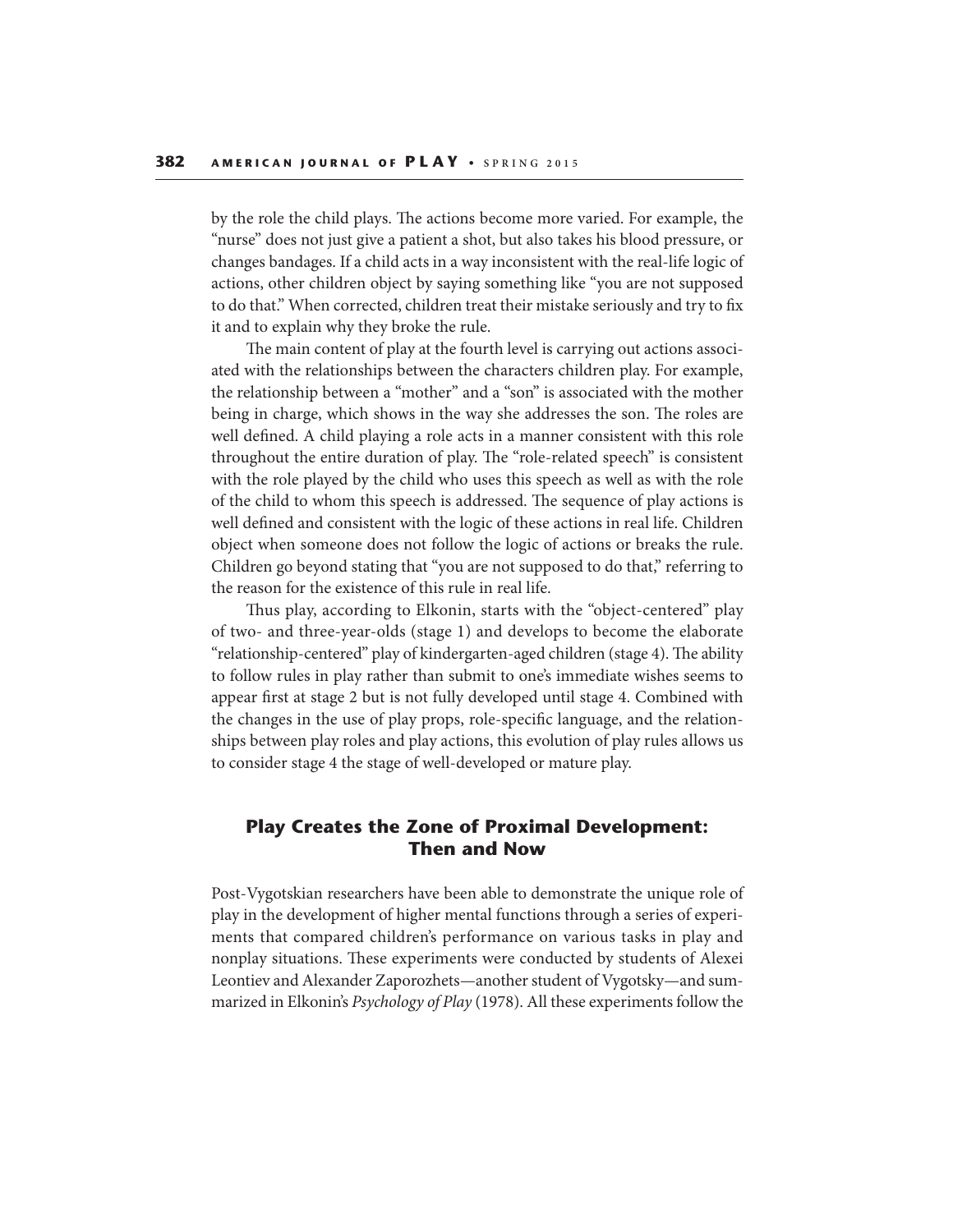by the role the child plays. The actions become more varied. For example, the "nurse" does not just give a patient a shot, but also takes his blood pressure, or changes bandages. If a child acts in a way inconsistent with the real-life logic of actions, other children object by saying something like "you are not supposed to do that." When corrected, children treat their mistake seriously and try to fix it and to explain why they broke the rule.

The main content of play at the fourth level is carrying out actions associated with the relationships between the characters children play. For example, the relationship between a "mother" and a "son" is associated with the mother being in charge, which shows in the way she addresses the son. The roles are well defined. A child playing a role acts in a manner consistent with this role throughout the entire duration of play. The "role-related speech" is consistent with the role played by the child who uses this speech as well as with the role of the child to whom this speech is addressed. The sequence of play actions is well defined and consistent with the logic of these actions in real life. Children object when someone does not follow the logic of actions or breaks the rule. Children go beyond stating that "you are not supposed to do that," referring to the reason for the existence of this rule in real life.

Thus play, according to Elkonin, starts with the "object-centered" play of two- and three-year-olds (stage 1) and develops to become the elaborate "relationship-centered" play of kindergarten-aged children (stage 4). The ability to follow rules in play rather than submit to one's immediate wishes seems to appear first at stage 2 but is not fully developed until stage 4. Combined with the changes in the use of play props, role-specific language, and the relationships between play roles and play actions, this evolution of play rules allows us to consider stage 4 the stage of well-developed or mature play.

## Play Creates the Zone of Proximal Development: Then and Now

Post-Vygotskian researchers have been able to demonstrate the unique role of play in the development of higher mental functions through a series of experiments that compared children's performance on various tasks in play and nonplay situations. These experiments were conducted by students of Alexei Leontiev and Alexander Zaporozhets—another student of Vygotsky—and summarized in Elkonin's *Psychology of Play* (1978). All these experiments follow the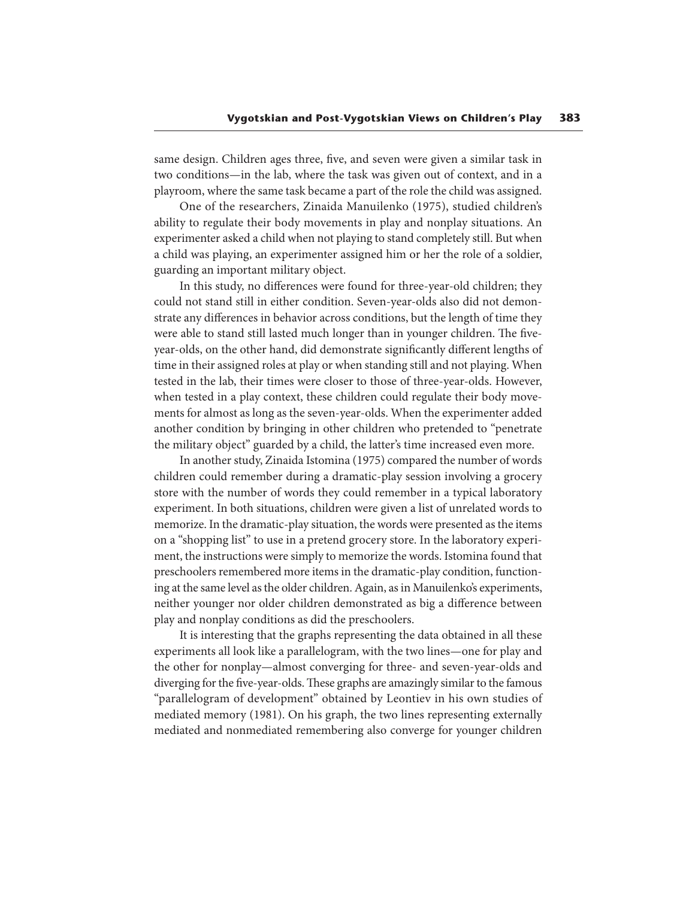same design. Children ages three, five, and seven were given a similar task in two conditions—in the lab, where the task was given out of context, and in a playroom, where the same task became a part of the role the child was assigned.

One of the researchers, Zinaida Manuilenko (1975), studied children's ability to regulate their body movements in play and nonplay situations. An experimenter asked a child when not playing to stand completely still. But when a child was playing, an experimenter assigned him or her the role of a soldier, guarding an important military object.

In this study, no differences were found for three-year-old children; they could not stand still in either condition. Seven-year-olds also did not demonstrate any differences in behavior across conditions, but the length of time they were able to stand still lasted much longer than in younger children. The five-year-olds, on the other hand, did demonstrate significantly different lengths of time in their assigned roles at play or when standing still and not playing. When tested in the lab, their times were closer to those of three-year-olds. However, when tested in a play context, these children could regulate their body movements for almost as long as the seven-year-olds. When the experimenter added another condition by bringing in other children who pretended to "penetrate the military object" guarded by a child, the latter's time increased even more.

In another study, Zinaida Istomina (1975) compared the number of words children could remember during a dramatic-play session involving a grocery store with the number of words they could remember in a typical laboratory experiment. In both situations, children were given a list of unrelated words to memorize. In the dramatic-play situation, the words were presented as the items on a "shopping list" to use in a pretend grocery store. In the laboratory experiment, the instructions were simply to memorize the words. Istomina found that preschoolers remembered more items in the dramatic-play condition, functioning at the same level as the older children. Again, as in Manuilenko's experiments, neither younger nor older children demonstrated as big a difference between play and nonplay conditions as did the preschoolers.

It is interesting that the graphs representing the data obtained in all these experiments all look like a parallelogram, with the two lines—one for play and the other for nonplay—almost converging for three- and seven-year-olds and diverging for the five-year-olds. These graphs are amazingly similar to the famous "parallelogram of development" obtained by Leontiev in his own studies of mediated memory (1981). On his graph, the two lines representing externally mediated and nonmediated remembering also converge for younger children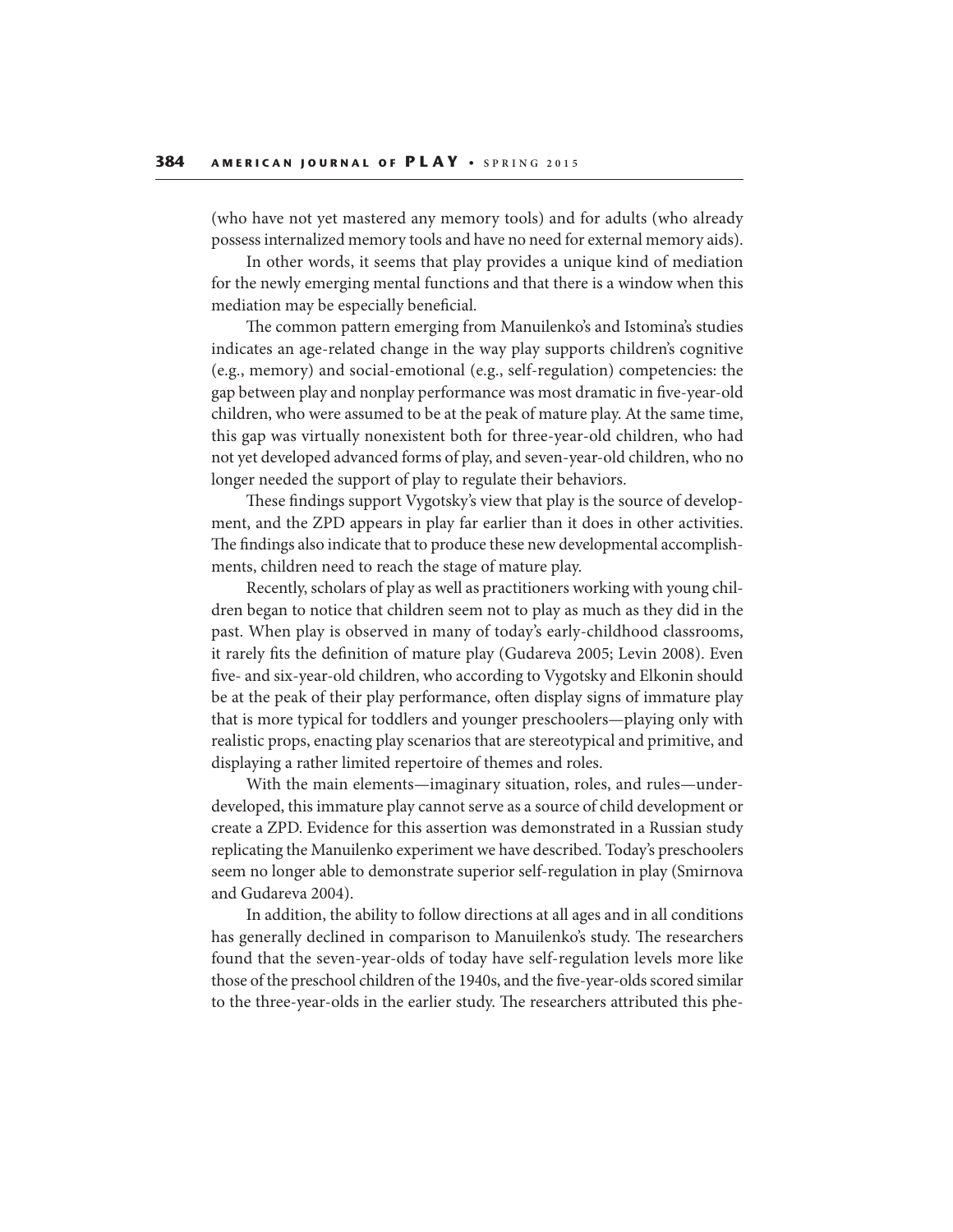(who have not yet mastered any memory tools) and for adults (who already possess internalized memory tools and have no need for external memory aids).

In other words, it seems that play provides a unique kind of mediation for the newly emerging mental functions and that there is a window when this mediation may be especially beneficial.

The common pattern emerging from Manuilenko's and Istomina's studies indicates an age-related change in the way play supports children's cognitive (e.g., memory) and social-emotional (e.g., self-regulation) competencies: the gap between play and nonplay performance was most dramatic in five-year-old children, who were assumed to be at the peak of mature play. At the same time, this gap was virtually nonexistent both for three-year-old children, who had not yet developed advanced forms of play, and seven-year-old children, who no longer needed the support of play to regulate their behaviors.

These findings support Vygotsky's view that play is the source of development, and the ZPD appears in play far earlier than it does in other activities. The findings also indicate that to produce these new developmental accomplishments, children need to reach the stage of mature play.

Recently, scholars of play as well as practitioners working with young children began to notice that children seem not to play as much as they did in the past. When play is observed in many of today's early-childhood classrooms, it rarely fits the definition of mature play (Gudareva 2005; Levin 2008). Even five- and six-year-old children, who according to Vygotsky and Elkonin should be at the peak of their play performance, often display signs of immature play that is more typical for toddlers and younger preschoolers—playing only with realistic props, enacting play scenarios that are stereotypical and primitive, and displaying a rather limited repertoire of themes and roles.

With the main elements—imaginary situation, roles, and rules—underdeveloped, this immature play cannot serve as a source of child development or create a ZPD. Evidence for this assertion was demonstrated in a Russian study replicating the Manuilenko experiment we have described. Today's preschoolers seem no longer able to demonstrate superior self-regulation in play (Smirnova and Gudareva 2004).

In addition, the ability to follow directions at all ages and in all conditions has generally declined in comparison to Manuilenko's study. The researchers found that the seven-year-olds of today have self-regulation levels more like those of the preschool children of the 1940s, and the five-year-olds scored similar to the three-year-olds in the earlier study. The researchers attributed this phe-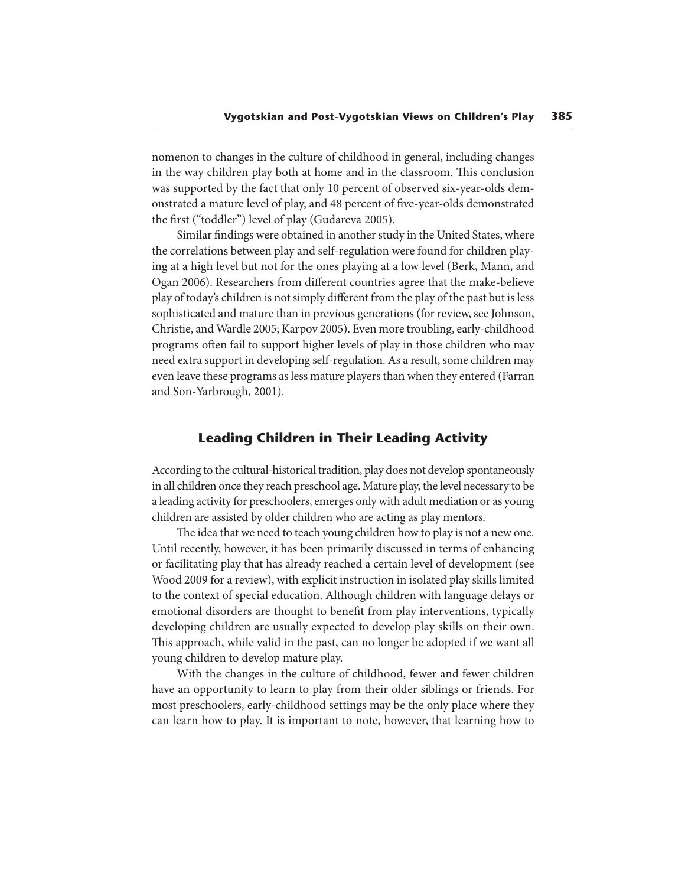nomenon to changes in the culture of childhood in general, including changes in the way children play both at home and in the classroom. This conclusion was supported by the fact that only 10 percent of observed six-year-olds demonstrated a mature level of play, and 48 percent of five-year-olds demonstrated the first ("toddler") level of play (Gudareva 2005).

Similar findings were obtained in another study in the United States, where the correlations between play and self-regulation were found for children playing at a high level but not for the ones playing at a low level (Berk, Mann, and Ogan 2006). Researchers from different countries agree that the make-believe play of today's children is not simply different from the play of the past but is less sophisticated and mature than in previous generations (for review, see Johnson, Christie, and Wardle 2005; Karpov 2005). Even more troubling, early-childhood programs often fail to support higher levels of play in those children who may need extra support in developing self-regulation. As a result, some children may even leave these programs as less mature players than when they entered (Farran and Son-Yarbrough, 2001).

## Leading Children in Their Leading Activity

According to the cultural-historical tradition, play does not develop spontaneously in all children once they reach preschool age. Mature play, the level necessary to be a leading activity for preschoolers, emerges only with adult mediation or as young children are assisted by older children who are acting as play mentors.

The idea that we need to teach young children how to play is not a new one. Until recently, however, it has been primarily discussed in terms of enhancing or facilitating play that has already reached a certain level of development (see Wood 2009 for a review), with explicit instruction in isolated play skills limited to the context of special education. Although children with language delays or emotional disorders are thought to benefit from play interventions, typically developing children are usually expected to develop play skills on their own. This approach, while valid in the past, can no longer be adopted if we want all young children to develop mature play.

With the changes in the culture of childhood, fewer and fewer children have an opportunity to learn to play from their older siblings or friends. For most preschoolers, early-childhood settings may be the only place where they can learn how to play. It is important to note, however, that learning how to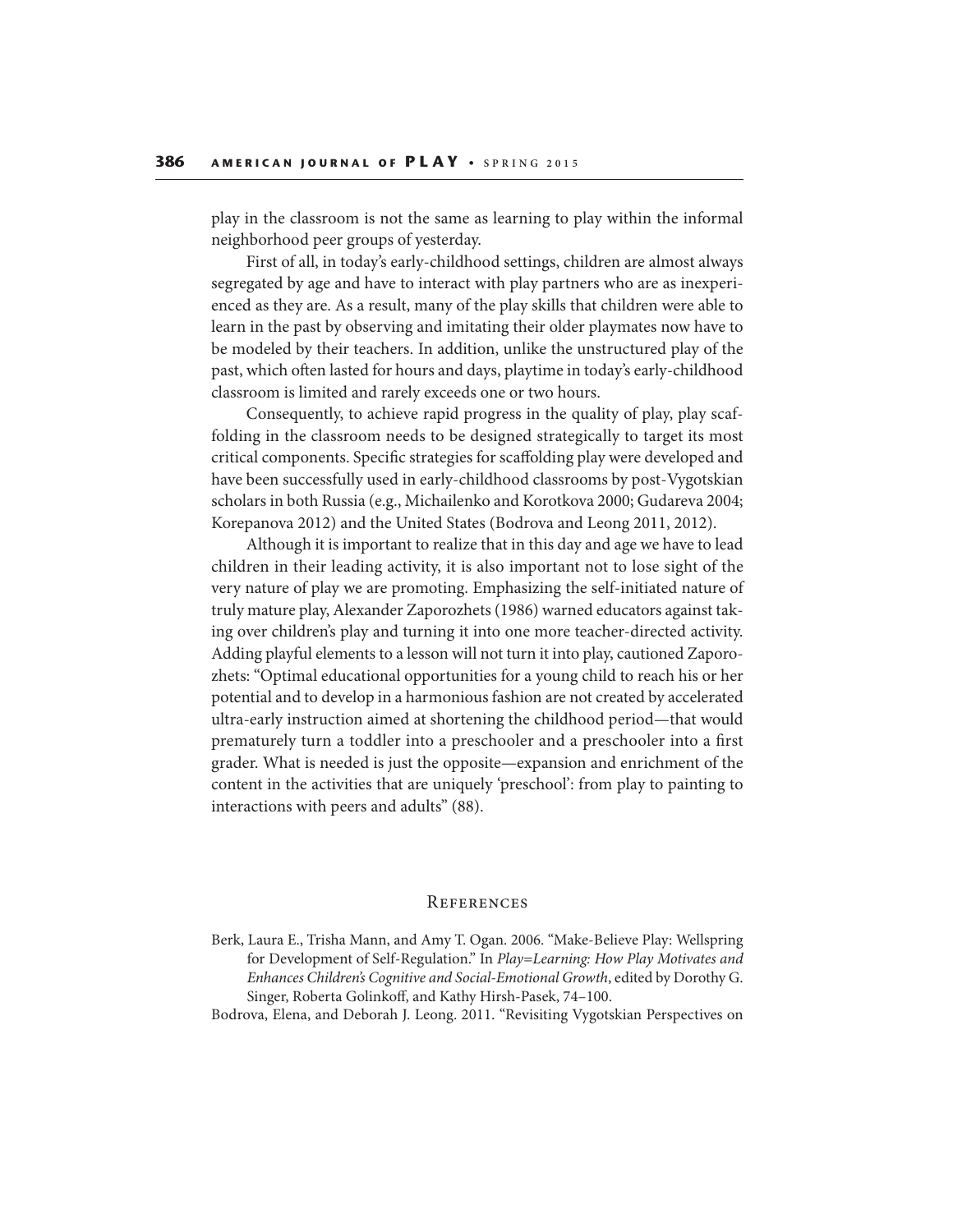play in the classroom is not the same as learning to play within the informal neighborhood peer groups of yesterday.

First of all, in today's early-childhood settings, children are almost always segregated by age and have to interact with play partners who are as inexperienced as they are. As a result, many of the play skills that children were able to learn in the past by observing and imitating their older playmates now have to be modeled by their teachers. In addition, unlike the unstructured play of the past, which often lasted for hours and days, playtime in today's early-childhood classroom is limited and rarely exceeds one or two hours.

Consequently, to achieve rapid progress in the quality of play, play scaffolding in the classroom needs to be designed strategically to target its most critical components. Specific strategies for scaffolding play were developed and have been successfully used in early-childhood classrooms by post-Vygotskian scholars in both Russia (e.g., Michailenko and Korotkova 2000; Gudareva 2004; Korepanova 2012) and the United States (Bodrova and Leong 2011, 2012).

Although it is important to realize that in this day and age we have to lead children in their leading activity, it is also important not to lose sight of the very nature of play we are promoting. Emphasizing the self-initiated nature of truly mature play, Alexander Zaporozhets (1986) warned educators against taking over children's play and turning it into one more teacher-directed activity. Adding playful elements to a lesson will not turn it into play, cautioned Zaporozhets: "Optimal educational opportunities for a young child to reach his or her potential and to develop in a harmonious fashion are not created by accelerated ultra-early instruction aimed at shortening the childhood period—that would prematurely turn a toddler into a preschooler and a preschooler into a first grader. What is needed is just the opposite—expansion and enrichment of the content in the activities that are uniquely 'preschool': from play to painting to interactions with peers and adults" (88).

## References

Berk, Laura E., Trisha Mann, and Amy T. Ogan. 2006. "Make-Believe Play: Wellspring for Development of Self-Regulation." In *Play=Learning: How Play Motivates and Enhances Children's Cognitive and Social-Emotional Growth*, edited by Dorothy G. Singer, Roberta Golinkoff, and Kathy Hirsh-Pasek, 74–100.

Bodrova, Elena, and Deborah J. Leong. 2011. "Revisiting Vygotskian Perspectives on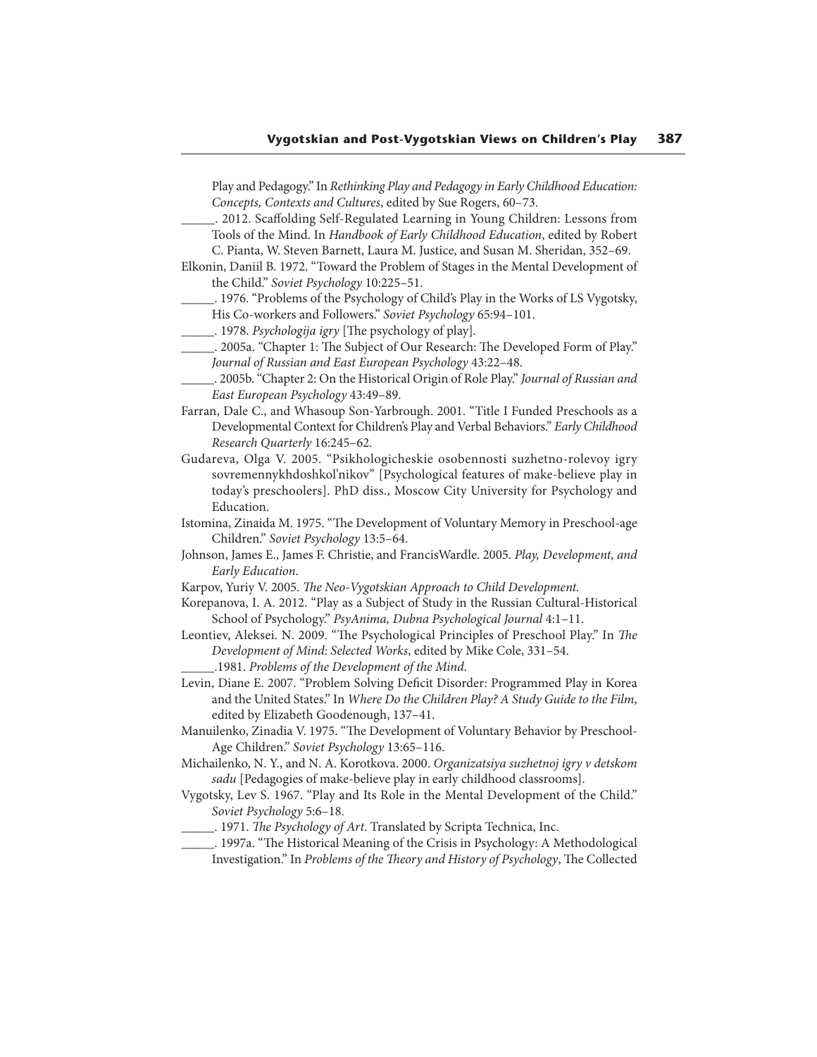Play and Pedagogy." In *Rethinking Play and Pedagogy in Early Childhood Education: Concepts, Contexts and Cultures*, edited by Sue Rogers, 60–73.

_____. 2012. Scaffolding Self-Regulated Learning in Young Children: Lessons from Tools of the Mind. In *Handbook of Early Childhood Education*, edited by Robert C. Pianta, W. Steven Barnett, Laura M. Justice, and Susan M. Sheridan, 352–69.

Elkonin, Daniil B. 1972. "Toward the Problem of Stages in the Mental Development of the Child." *Soviet Psychology* 10:225–51.

_____. 1976. "Problems of the Psychology of Child's Play in the Works of LS Vygotsky, His Co-workers and Followers." *Soviet Psychology* 65:94–101.

_____. 1978. *Psychologija igry* [The psychology of play].

_____. 2005a. "Chapter 1: The Subject of Our Research: The Developed Form of Play." *Journal of Russian and East European Psychology* 43:22–48.

_____. 2005b. "Chapter 2: On the Historical Origin of Role Play." *Journal of Russian and East European Psychology* 43:49–89.

Farran, Dale C., and Whasoup Son-Yarbrough. 2001. "Title I Funded Preschools as a Developmental Context for Children's Play and Verbal Behaviors." *Early Childhood Research Quarterly* 16:245–62.

Gudareva, Olga V. 2005. "Psikhologicheskie osobennosti suzhetno-rolevoy igry sovremennykhdoshkol'nikov" [Psychological features of make-believe play in today's preschoolers]. PhD diss., Moscow City University for Psychology and Education.

Istomina, Zinaida M. 1975. "The Development of Voluntary Memory in Preschool-age Children." *Soviet Psychology* 13:5–64.

Johnson, James E., James F. Christie, and FrancisWardle. 2005. *Play, Development, and Early Education*.

Karpov, Yuriy V. 2005. *The Neo-Vygotskian Approach to Child Development.*

Korepanova, I. A. 2012. "Play as a Subject of Study in the Russian Cultural-Historical School of Psychology." *PsyAnima, Dubna Psychological Journal* 4:1–11.

Leontiev, Aleksei. N. 2009. "The Psychological Principles of Preschool Play." In *The Development of Mind: Selected Works*, edited by Mike Cole, 331–54.

_____.1981. *Problems of the Development of the Mind.*

Levin, Diane E. 2007. "Problem Solving Deficit Disorder: Programmed Play in Korea and the United States." In *Where Do the Children Play? A Study Guide to the Film*, edited by Elizabeth Goodenough, 137–41.

Manuilenko, Zinadia V. 1975. "The Development of Voluntary Behavior by Preschool-Age Children." *Soviet Psychology* 13:65–116.

Michailenko, N. Y., and N. A. Korotkova. 2000. *Organizatsiya suzhetnoj igry v detskom sadu* [Pedagogies of make-believe play in early childhood classrooms].

Vygotsky, Lev S. 1967. "Play and Its Role in the Mental Development of the Child." *Soviet Psychology* 5:6–18.

_____. 1971. *The Psychology of Art*. Translated by Scripta Technica, Inc.

_____. 1997a. "The Historical Meaning of the Crisis in Psychology: A Methodological Investigation." In *Problems of the Theory and History of Psychology*, The Collected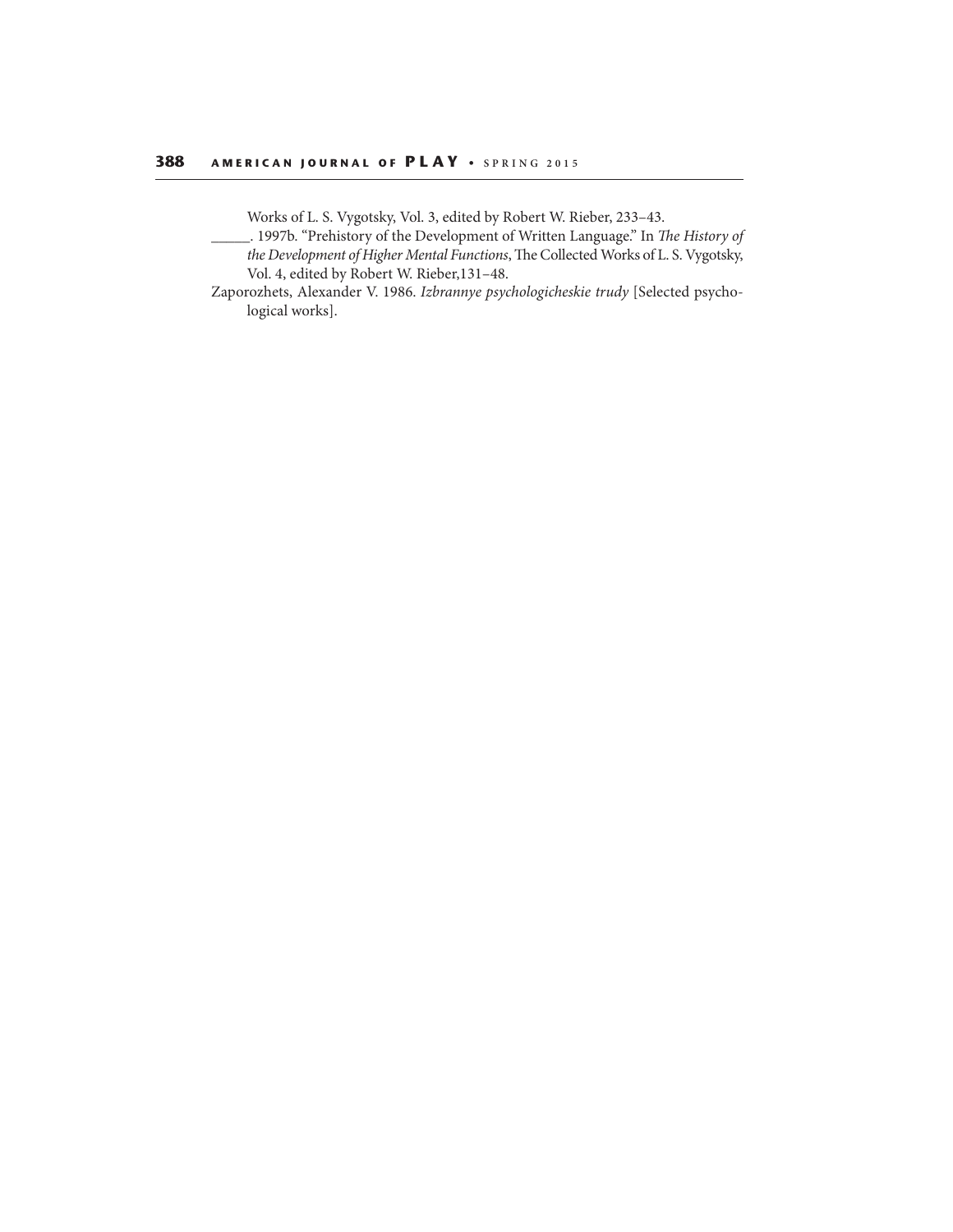Works of L. S. Vygotsky, Vol. 3, edited by Robert W. Rieber, 233–43.

_____. 1997b. “Prehistory of the Development of Written Language.” In *The History of the Development of Higher Mental Functions*, The Collected Works of L. S. Vygotsky, Vol. 4, edited by Robert W. Rieber,131–48.

Zaporozhets, Alexander V. 1986. *Izbrannye psychologicheskie trudy* [Selected psychological works].